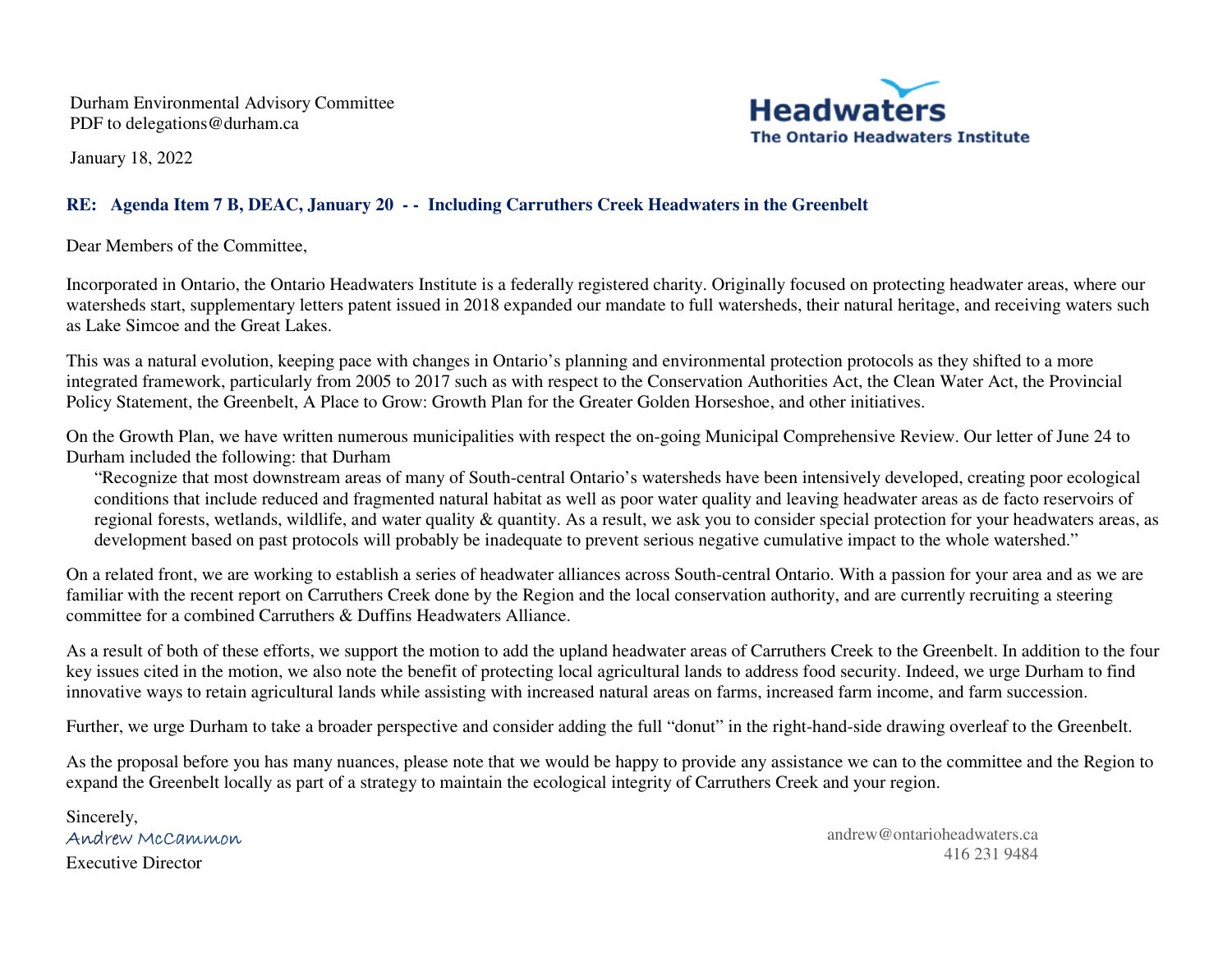Durham Environmental Advisory Committee
PDF to delegations@durham.ca

**Headwaters**
**The Ontario Headwaters Institute**

January 18, 2022

**RE: Agenda Item 7 B, DEAC, January 20 - - Including Carruthers Creek Headwaters in the Greenbelt**

Dear Members of the Committee,

Incorporated in Ontario, the Ontario Headwaters Institute is a federally registered charity. Originally focused on protecting headwater areas, where our watersheds start, supplementary letters patent issued in 2018 expanded our mandate to full watersheds, their natural heritage, and receiving waters such as Lake Simcoe and the Great Lakes.

This was a natural evolution, keeping pace with changes in Ontario's planning and environmental protection protocols as they shifted to a more integrated framework, particularly from 2005 to 2017 such as with respect to the Conservation Authorities Act, the Clean Water Act, the Provincial Policy Statement, the Greenbelt, A Place to Grow: Growth Plan for the Greater Golden Horseshoe, and other initiatives.

On the Growth Plan, we have written numerous municipalities with respect the on-going Municipal Comprehensive Review. Our letter of June 24 to Durham included the following: that Durham

> "Recognize that most downstream areas of many of South-central Ontario's watersheds have been intensively developed, creating poor ecological conditions that include reduced and fragmented natural habitat as well as poor water quality and leaving headwater areas as de facto reservoirs of regional forests, wetlands, wildlife, and water quality & quantity. As a result, we ask you to consider special protection for your headwaters areas, as development based on past protocols will probably be inadequate to prevent serious negative cumulative impact to the whole watershed."

On a related front, we are working to establish a series of headwater alliances across South-central Ontario. With a passion for your area and as we are familiar with the recent report on Carruthers Creek done by the Region and the local conservation authority, and are currently recruiting a steering committee for a combined Carruthers & Duffins Headwaters Alliance.

As a result of both of these efforts, we support the motion to add the upland headwater areas of Carruthers Creek to the Greenbelt. In addition to the four key issues cited in the motion, we also note the benefit of protecting local agricultural lands to address food security. Indeed, we urge Durham to find innovative ways to retain agricultural lands while assisting with increased natural areas on farms, increased farm income, and farm succession.

Further, we urge Durham to take a broader perspective and consider adding the full "donut" in the right-hand-side drawing overleaf to the Greenbelt.

As the proposal before you has many nuances, please note that we would be happy to provide any assistance we can to the committee and the Region to expand the Greenbelt locally as part of a strategy to maintain the ecological integrity of Carruthers Creek and your region.

Sincerely,
*Andrew McCammon*
Executive Director

andrew@ontarioheadwaters.ca
416 231 9484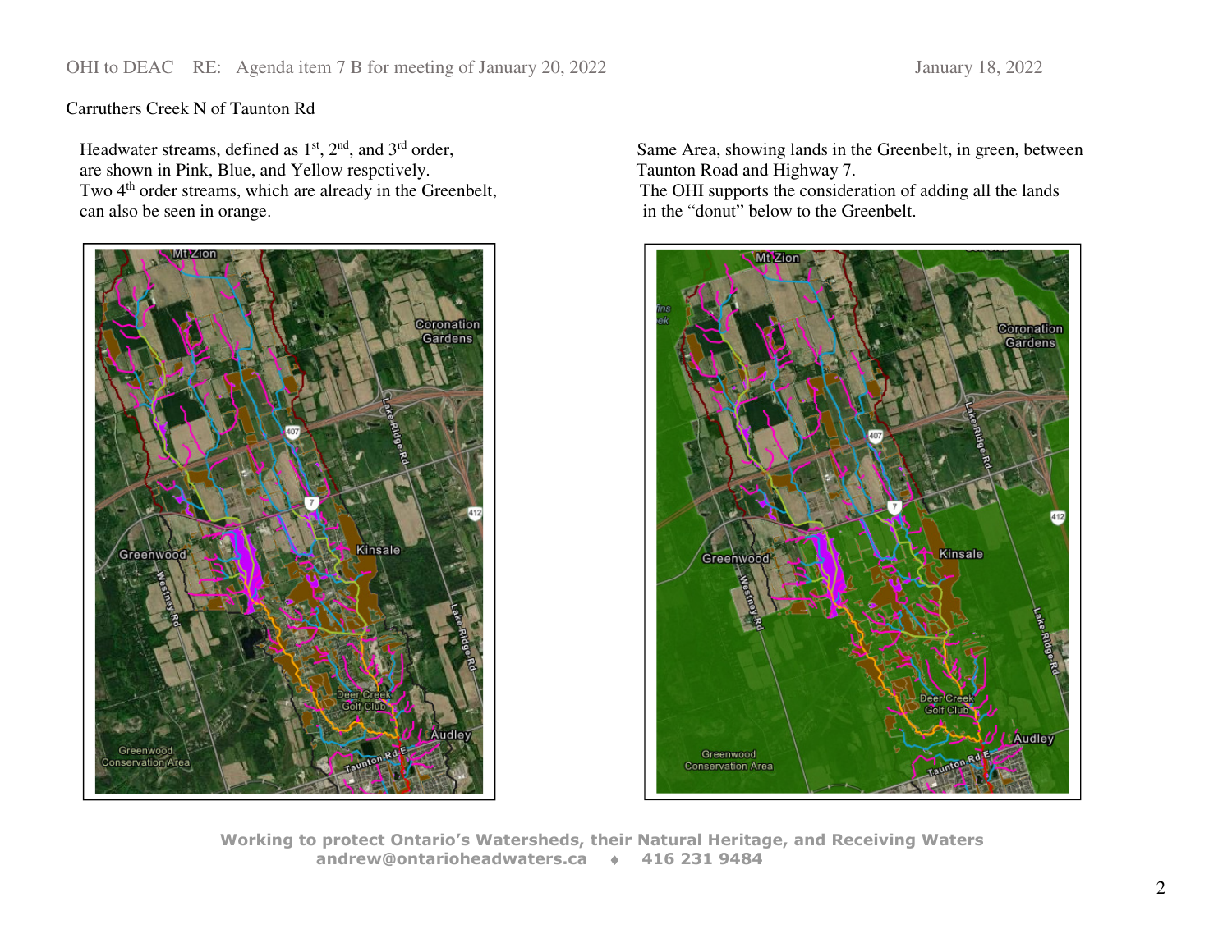Carruthers Creek N of Taunton Rd

Headwater streams, defined as 1st, 2nd, and 3rd order, are shown in Pink, Blue, and Yellow respctively. Two 4th order streams, which are already in the Greenbelt, can also be seen in orange.

Same Area, showing lands in the Greenbelt, in green, between Taunton Road and Highway 7. The OHI supports the consideration of adding all the lands in the "donut" below to the Greenbelt.

**Working to protect Ontario's Watersheds, their Natural Heritage, and Receiving Waters**
**andrew@ontarioheadwaters.ca ♦ 416 231 9484**